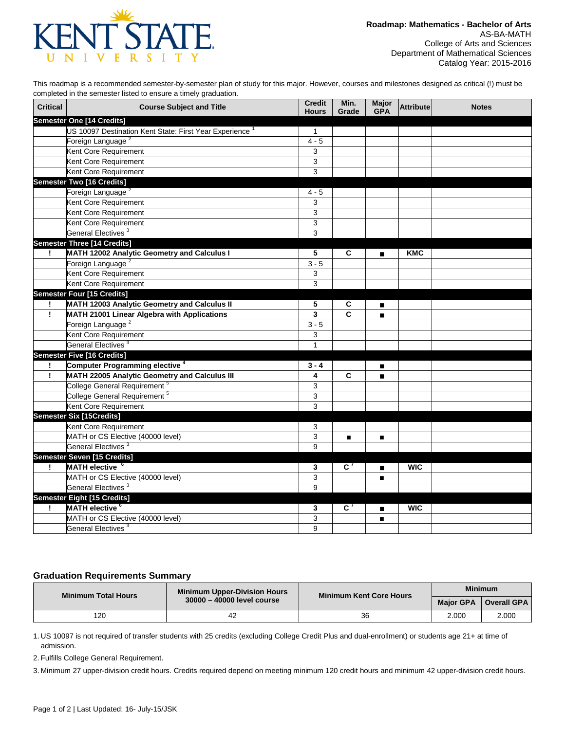**Roadmap: Mathematics - Bachelor of Arts**
AS-BA-MATH
College of Arts and Sciences
Department of Mathematical Sciences
Catalog Year: 2015-2016

This roadmap is a recommended semester-by-semester plan of study for this major. However, courses and milestones designed as critical (!) must be completed in the semester listed to ensure a timely graduation.

| Critical | Course Subject and Title | Credit Hours | Min. Grade | Major GPA | Attribute | Notes |
|---|---|---|---|---|---|---|
| **Semester One [14 Credits]** | | | | | | |
| | US 10097 Destination Kent State: First Year Experience [1] | 1 | | | | |
| | Foreign Language [2] | 4 - 5 | | | | |
| | Kent Core Requirement | 3 | | | | |
| | Kent Core Requirement | 3 | | | | |
| | Kent Core Requirement | 3 | | | | |
| **Semester Two [16 Credits]** | | | | | | |
| | Foreign Language [2] | 4 - 5 | | | | |
| | Kent Core Requirement | 3 | | | | |
| | Kent Core Requirement | 3 | | | | |
| | Kent Core Requirement | 3 | | | | |
| | General Electives [3] | 3 | | | | |
| **Semester Three [14 Credits]** | | | | | | |
| ! | **MATH 12002 Analytic Geometry and Calculus I** | **5** | **C** | ■ | **KMC** | |
| | Foreign Language [2] | 3 - 5 | | | | |
| | Kent Core Requirement | 3 | | | | |
| | Kent Core Requirement | 3 | | | | |
| **Semester Four [15 Credits]** | | | | | | |
| ! | **MATH 12003 Analytic Geometry and Calculus II** | **5** | **C** | ■ | | |
| ! | **MATH 21001 Linear Algebra with Applications** | **3** | **C** | ■ | | |
| | Foreign Language [2] | 3 - 5 | | | | |
| | Kent Core Requirement | 3 | | | | |
| | General Electives [3] | 1 | | | | |
| **Semester Five [16 Credits]** | | | | | | |
| ! | **Computer Programming elective [4]** | **3 - 4** | | ■ | | |
| ! | **MATH 22005 Analytic Geometry and Calculus III** | **4** | **C** | ■ | | |
| | College General Requirement [5] | 3 | | | | |
| | College General Requirement [5] | 3 | | | | |
| | Kent Core Requirement | 3 | | | | |
| **Semester Six [15Credits]** | | | | | | |
| | Kent Core Requirement | 3 | | | | |
| | MATH or CS Elective (40000 level) | 3 | ■ | ■ | | |
| | General Electives [3] | 9 | | | | |
| **Semester Seven [15 Credits]** | | | | | | |
| ! | **MATH elective [6]** | **3** | **C [7]** | ■ | **WIC** | |
| | MATH or CS Elective (40000 level) | 3 | | ■ | | |
| | General Electives [3] | 9 | | | | |
| **Semester Eight [15 Credits]** | | | | | | |
| ! | **MATH elective [6]** | **3** | **C [7]** | ■ | **WIC** | |
| | MATH or CS Elective (40000 level) | 3 | | ■ | | |
| | General Electives [3] | 9 | | | | |

### Graduation Requirements Summary

| Minimum Total Hours | Minimum Upper-Division Hours 30000 – 40000 level course | Minimum Kent Core Hours | Minimum | |
|---|---|---|---|---|
| | | | Major GPA | Overall GPA |
| 120 | 42 | 36 | 2.000 | 2.000 |

1. US 10097 is not required of transfer students with 25 credits (excluding College Credit Plus and dual-enrollment) or students age 21+ at time of admission.
2. Fulfills College General Requirement.
3. Minimum 27 upper-division credit hours. Credits required depend on meeting minimum 120 credit hours and minimum 42 upper-division credit hours.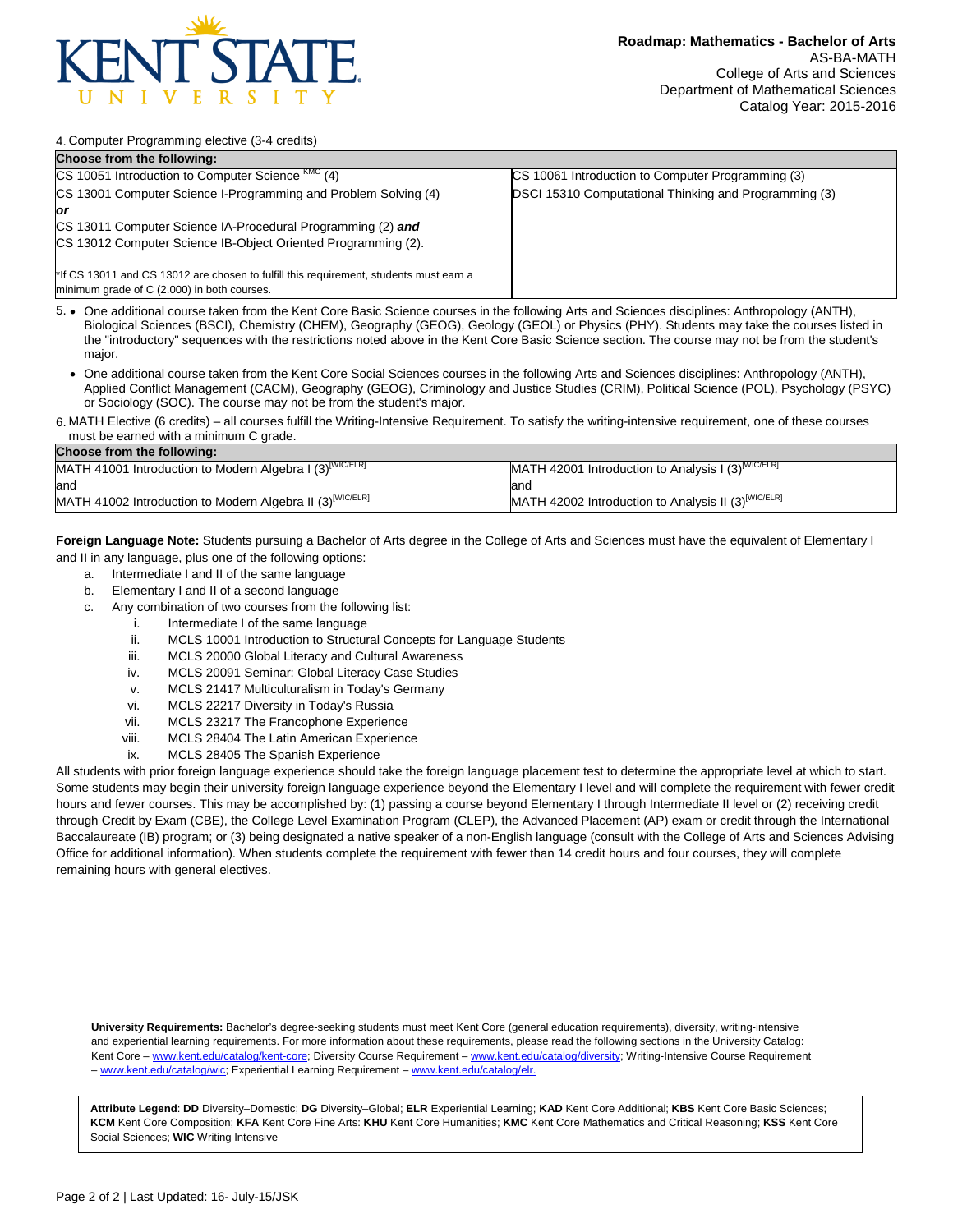4. Computer Programming elective (3-4 credits)

| Choose from the following: | |
|---|---|
| CS 10051 Introduction to Computer Science [KMC] (4) | CS 10061 Introduction to Computer Programming (3) |
| CS 13001 Computer Science I-Programming and Problem Solving (4) ***or*** CS 13011 Computer Science IA-Procedural Programming (2) ***and*** CS 13012 Computer Science IB-Object Oriented Programming (2). *If CS 13011 and CS 13012 are chosen to fulfill this requirement, students must earn a minimum grade of C (2.000) in both courses. | DSCI 15310 Computational Thinking and Programming (3) |

5.
- One additional course taken from the Kent Core Basic Science courses in the following Arts and Sciences disciplines: Anthropology (ANTH), Biological Sciences (BSCI), Chemistry (CHEM), Geography (GEOG), Geology (GEOL) or Physics (PHY). Students may take the courses listed in the "introductory" sequences with the restrictions noted above in the Kent Core Basic Science section. The course may not be from the student's major.
- One additional course taken from the Kent Core Social Sciences courses in the following Arts and Sciences disciplines: Anthropology (ANTH), Applied Conflict Management (CACM), Geography (GEOG), Criminology and Justice Studies (CRIM), Political Science (POL), Psychology (PSYC) or Sociology (SOC). The course may not be from the student's major.

6. MATH Elective (6 credits) – all courses fulfill the Writing-Intensive Requirement. To satisfy the writing-intensive requirement, one of these courses must be earned with a minimum C grade.

| Choose from the following: | |
|---|---|
| MATH 41001 Introduction to Modern Algebra I (3)[WIC/ELR] and MATH 41002 Introduction to Modern Algebra II (3)[WIC/ELR] | MATH 42001 Introduction to Analysis I (3)[WIC/ELR] and MATH 42002 Introduction to Analysis II (3)[WIC/ELR] |

**Foreign Language Note:** Students pursuing a Bachelor of Arts degree in the College of Arts and Sciences must have the equivalent of Elementary I and II in any language, plus one of the following options:

a. Intermediate I and II of the same language
b. Elementary I and II of a second language
c. Any combination of two courses from the following list:
   i. Intermediate I of the same language
   ii. MCLS 10001 Introduction to Structural Concepts for Language Students
   iii. MCLS 20000 Global Literacy and Cultural Awareness
   iv. MCLS 20091 Seminar: Global Literacy Case Studies
   v. MCLS 21417 Multiculturalism in Today's Germany
   vi. MCLS 22217 Diversity in Today's Russia
   vii. MCLS 23217 The Francophone Experience
   viii. MCLS 28404 The Latin American Experience
   ix. MCLS 28405 The Spanish Experience

All students with prior foreign language experience should take the foreign language placement test to determine the appropriate level at which to start. Some students may begin their university foreign language experience beyond the Elementary I level and will complete the requirement with fewer credit hours and fewer courses. This may be accomplished by: (1) passing a course beyond Elementary I through Intermediate II level or (2) receiving credit through Credit by Exam (CBE), the College Level Examination Program (CLEP), the Advanced Placement (AP) exam or credit through the International Baccalaureate (IB) program; or (3) being designated a native speaker of a non-English language (consult with the College of Arts and Sciences Advising Office for additional information). When students complete the requirement with fewer than 14 credit hours and four courses, they will complete remaining hours with general electives.

**University Requirements:** Bachelor's degree-seeking students must meet Kent Core (general education requirements), diversity, writing-intensive and experiential learning requirements. For more information about these requirements, please read the following sections in the University Catalog: Kent Core – www.kent.edu/catalog/kent-core; Diversity Course Requirement – www.kent.edu/catalog/diversity; Writing-Intensive Course Requirement – www.kent.edu/catalog/wic; Experiential Learning Requirement – www.kent.edu/catalog/elr.

**Attribute Legend**: **DD** Diversity–Domestic; **DG** Diversity–Global; **ELR** Experiential Learning; **KAD** Kent Core Additional; **KBS** Kent Core Basic Sciences; **KCM** Kent Core Composition; **KFA** Kent Core Fine Arts: **KHU** Kent Core Humanities; **KMC** Kent Core Mathematics and Critical Reasoning; **KSS** Kent Core Social Sciences; **WIC** Writing Intensive